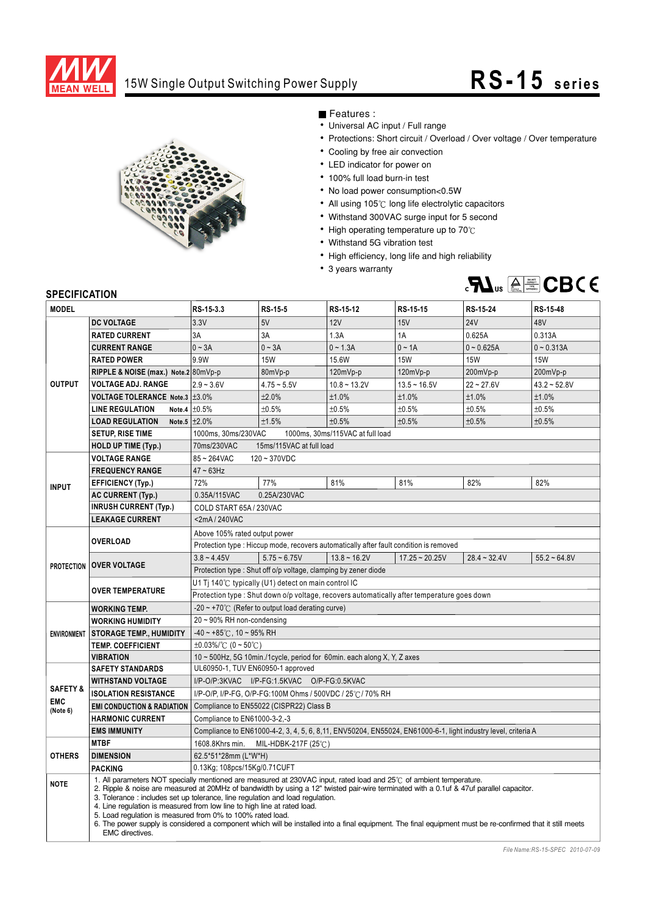# 15W Single Output Switching Power Supply

# RS-15 series

■ Features :

- Universal AC input / Full range
- Protections: Short circuit / Overload / Over voltage / Over temperature
- Cooling by free air convection
- LED indicator for power on
- 100% full load burn-in test
- No load power consumption<0.5W
- All using 105℃ long life electrolytic capacitors
- Withstand 300VAC surge input for 5 second
- High operating temperature up to 70℃
- Withstand 5G vibration test
- High efficiency, long life and high reliability
- 3 years warranty

## SPECIFICATION

| MODEL | | RS-15-3.3 | RS-15-5 | RS-15-12 | RS-15-15 | RS-15-24 | RS-15-48 |
|---|---|---|---|---|---|---|---|
| OUTPUT | DC VOLTAGE | 3.3V | 5V | 12V | 15V | 24V | 48V |
| | RATED CURRENT | 3A | 3A | 1.3A | 1A | 0.625A | 0.313A |
| | CURRENT RANGE | 0 ~ 3A | 0 ~ 3A | 0 ~ 1.3A | 0 ~ 1A | 0 ~ 0.625A | 0 ~ 0.313A |
| | RATED POWER | 9.9W | 15W | 15.6W | 15W | 15W | 15W |
| | RIPPLE & NOISE (max.) Note.2 | 80mVp-p | 80mVp-p | 120mVp-p | 120mVp-p | 200mVp-p | 200mVp-p |
| | VOLTAGE ADJ. RANGE | 2.9 ~ 3.6V | 4.75 ~ 5.5V | 10.8 ~ 13.2V | 13.5 ~ 16.5V | 22 ~ 27.6V | 43.2 ~ 52.8V |
| | VOLTAGE TOLERANCE Note.3 | ±3.0% | ±2.0% | ±1.0% | ±1.0% | ±1.0% | ±1.0% |
| | LINE REGULATION Note.4 | ±0.5% | ±0.5% | ±0.5% | ±0.5% | ±0.5% | ±0.5% |
| | LOAD REGULATION Note.5 | ±2.0% | ±1.5% | ±0.5% | ±0.5% | ±0.5% | ±0.5% |
| | SETUP, RISE TIME | 1000ms, 30ms/230VAC 1000ms, 30ms/115VAC at full load | | | | | |
| | HOLD UP TIME (Typ.) | 70ms/230VAC 15ms/115VAC at full load | | | | | |
| INPUT | VOLTAGE RANGE | 85 ~ 264VAC 120 ~ 370VDC | | | | | |
| | FREQUENCY RANGE | 47 ~ 63Hz | | | | | |
| | EFFICIENCY (Typ.) | 72% | 77% | 81% | 81% | 82% | 82% |
| | AC CURRENT (Typ.) | 0.35A/115VAC 0.25A/230VAC | | | | | |
| | INRUSH CURRENT (Typ.) | COLD START 65A / 230VAC | | | | | |
| | LEAKAGE CURRENT | <2mA / 240VAC | | | | | |
| PROTECTION | OVERLOAD | Above 105% rated output power | | | | | |
| | | Protection type : Hiccup mode, recovers automatically after fault condition is removed | | | | | |
| | OVER VOLTAGE | 3.8 ~ 4.45V | 5.75 ~ 6.75V | 13.8 ~ 16.2V | 17.25 ~ 20.25V | 28.4 ~ 32.4V | 55.2 ~ 64.8V |
| | | Protection type : Shut off o/p voltage, clamping by zener diode | | | | | |
| | OVER TEMPERATURE | U1 Tj 140℃ typically (U1) detect on main control IC | | | | | |
| | | Protection type : Shut down o/p voltage, recovers automatically after temperature goes down | | | | | |
| ENVIRONMENT | WORKING TEMP. | -20 ~ +70℃ (Refer to output load derating curve) | | | | | |
| | WORKING HUMIDITY | 20 ~ 90% RH non-condensing | | | | | |
| | STORAGE TEMP., HUMIDITY | -40 ~ +85℃, 10 ~ 95% RH | | | | | |
| | TEMP. COEFFICIENT | ±0.03%/℃ (0 ~ 50℃) | | | | | |
| | VIBRATION | 10 ~ 500Hz, 5G 10min./1cycle, period for 60min. each along X, Y, Z axes | | | | | |
| SAFETY & EMC (Note 6) | SAFETY STANDARDS | UL60950-1, TUV EN60950-1 approved | | | | | |
| | WITHSTAND VOLTAGE | I/P-O/P:3KVAC I/P-FG:1.5KVAC O/P-FG:0.5KVAC | | | | | |
| | ISOLATION RESISTANCE | I/P-O/P, I/P-FG, O/P-FG:100M Ohms / 500VDC / 25℃/ 70% RH | | | | | |
| | EMI CONDUCTION & RADIATION | Compliance to EN55022 (CISPR22) Class B | | | | | |
| | HARMONIC CURRENT | Compliance to EN61000-3-2,-3 | | | | | |
| | EMS IMMUNITY | Compliance to EN61000-4-2, 3, 4, 5, 6, 8,11, ENV50204, EN55024, EN61000-6-1, light industry level, criteria A | | | | | |
| OTHERS | MTBF | 1608.8Khrs min. MIL-HDBK-217F (25℃) | | | | | |
| | DIMENSION | 62.5*51*28mm (L*W*H) | | | | | |
| | PACKING | 0.13Kg; 108pcs/15Kg/0.71CUFT | | | | | |

**NOTE**

1. All parameters NOT specially mentioned are measured at 230VAC input, rated load and 25℃ of ambient temperature.
2. Ripple & noise are measured at 20MHz of bandwidth by using a 12" twisted pair-wire terminated with a 0.1uf & 47uf parallel capacitor.
3. Tolerance : includes set up tolerance, line regulation and load regulation.
4. Line regulation is measured from low line to high line at rated load.
5. Load regulation is measured from 0% to 100% rated load.
6. The power supply is considered a component which will be installed into a final equipment. The final equipment must be re-confirmed that it still meets EMC directives.

*File Name:RS-15-SPEC 2010-07-09*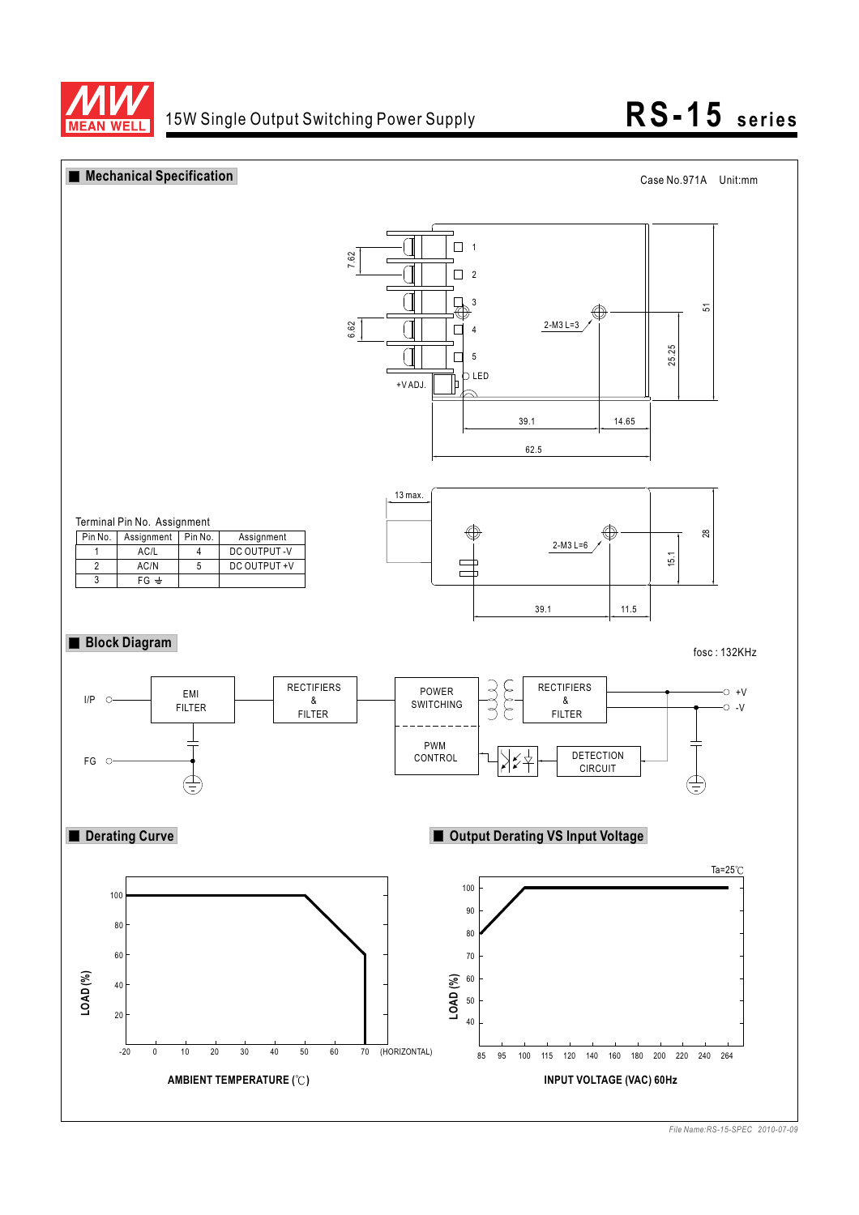15W Single Output Switching Power Supply

# RS-15 series

## Mechanical Specification

Case No.971A Unit:mm

7.62
6.62
1
2
3
4
5
LED
+V ADJ.
2-M3 L=3
51
25.25
39.1
14.65
62.5

13 max.
2-M3 L=6
28
15.1
39.1
11.5

Terminal Pin No. Assignment

| Pin No. | Assignment | Pin No. | Assignment |
|---|---|---|---|
| 1 | AC/L | 4 | DC OUTPUT -V |
| 2 | AC/N | 5 | DC OUTPUT +V |
| 3 | FG ⏚ | | |

## Block Diagram

fosc : 132KHz

I/P
FG
EMI FILTER
RECTIFIERS & FILTER
POWER SWITCHING
PWM CONTROL
RECTIFIERS & FILTER
DETECTION CIRCUIT
+V
-V

## Derating Curve

LOAD (%)
100
80
60
40
20
-20 0 10 20 30 40 50 60 70 (HORIZONTAL)
AMBIENT TEMPERATURE (℃)

## Output Derating VS Input Voltage

Ta=25℃
LOAD (%)
100
90
80
70
60
50
40
85 95 100 115 120 140 160 180 200 220 240 264
INPUT VOLTAGE (VAC) 60Hz

*File Name:RS-15-SPEC 2010-07-09*